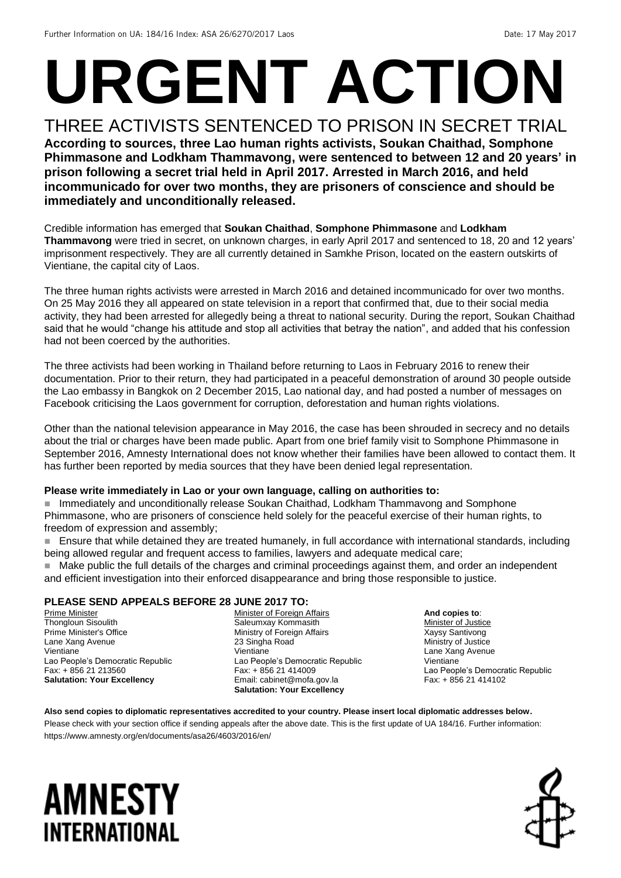Further Information on UA: 184/16 Index: ASA 26/6270/2017 Laos Date: 17 May 2017

# URGENT ACTION

## THREE ACTIVISTS SENTENCED TO PRISON IN SECRET TRIAL

**According to sources, three Lao human rights activists, Soukan Chaithad, Somphone Phimmasone and Lodkham Thammavong, were sentenced to between 12 and 20 years' in prison following a secret trial held in April 2017. Arrested in March 2016, and held incommunicado for over two months, they are prisoners of conscience and should be immediately and unconditionally released.**

Credible information has emerged that **Soukan Chaithad**, **Somphone Phimmasone** and **Lodkham Thammavong** were tried in secret, on unknown charges, in early April 2017 and sentenced to 18, 20 and 12 years' imprisonment respectively. They are all currently detained in Samkhe Prison, located on the eastern outskirts of Vientiane, the capital city of Laos.

The three human rights activists were arrested in March 2016 and detained incommunicado for over two months. On 25 May 2016 they all appeared on state television in a report that confirmed that, due to their social media activity, they had been arrested for allegedly being a threat to national security. During the report, Soukan Chaithad said that he would "change his attitude and stop all activities that betray the nation", and added that his confession had not been coerced by the authorities.

The three activists had been working in Thailand before returning to Laos in February 2016 to renew their documentation. Prior to their return, they had participated in a peaceful demonstration of around 30 people outside the Lao embassy in Bangkok on 2 December 2015, Lao national day, and had posted a number of messages on Facebook criticising the Laos government for corruption, deforestation and human rights violations.

Other than the national television appearance in May 2016, the case has been shrouded in secrecy and no details about the trial or charges have been made public. Apart from one brief family visit to Somphone Phimmasone in September 2016, Amnesty International does not know whether their families have been allowed to contact them. It has further been reported by media sources that they have been denied legal representation.

**Please write immediately in Lao or your own language, calling on authorities to:**

- Immediately and unconditionally release Soukan Chaithad, Lodkham Thammavong and Somphone Phimmasone, who are prisoners of conscience held solely for the peaceful exercise of their human rights, to freedom of expression and assembly;
- Ensure that while detained they are treated humanely, in full accordance with international standards, including being allowed regular and frequent access to families, lawyers and adequate medical care;
- Make public the full details of the charges and criminal proceedings against them, and order an independent and efficient investigation into their enforced disappearance and bring those responsible to justice.

**PLEASE SEND APPEALS BEFORE 28 JUNE 2017 TO:**

Prime Minister
Thongloun Sisoulith
Prime Minister's Office
Lane Xang Avenue
Vientiane
Lao People's Democratic Republic
Fax: + 856 21 213560
**Salutation: Your Excellency**

Minister of Foreign Affairs
Saleumxay Kommasith
Ministry of Foreign Affairs
23 Singha Road
Vientiane
Lao People's Democratic Republic
Fax: + 856 21 414009
Email: cabinet@mofa.gov.la
**Salutation: Your Excellency**

**And copies to**:
Minister of Justice
Xaysy Santivong
Ministry of Justice
Lane Xang Avenue
Vientiane
Lao People's Democratic Republic
Fax: + 856 21 414102

**Also send copies to diplomatic representatives accredited to your country. Please insert local diplomatic addresses below.**

Please check with your section office if sending appeals after the above date. This is the first update of UA 184/16. Further information: https://www.amnesty.org/en/documents/asa26/4603/2016/en/

AMNESTY INTERNATIONAL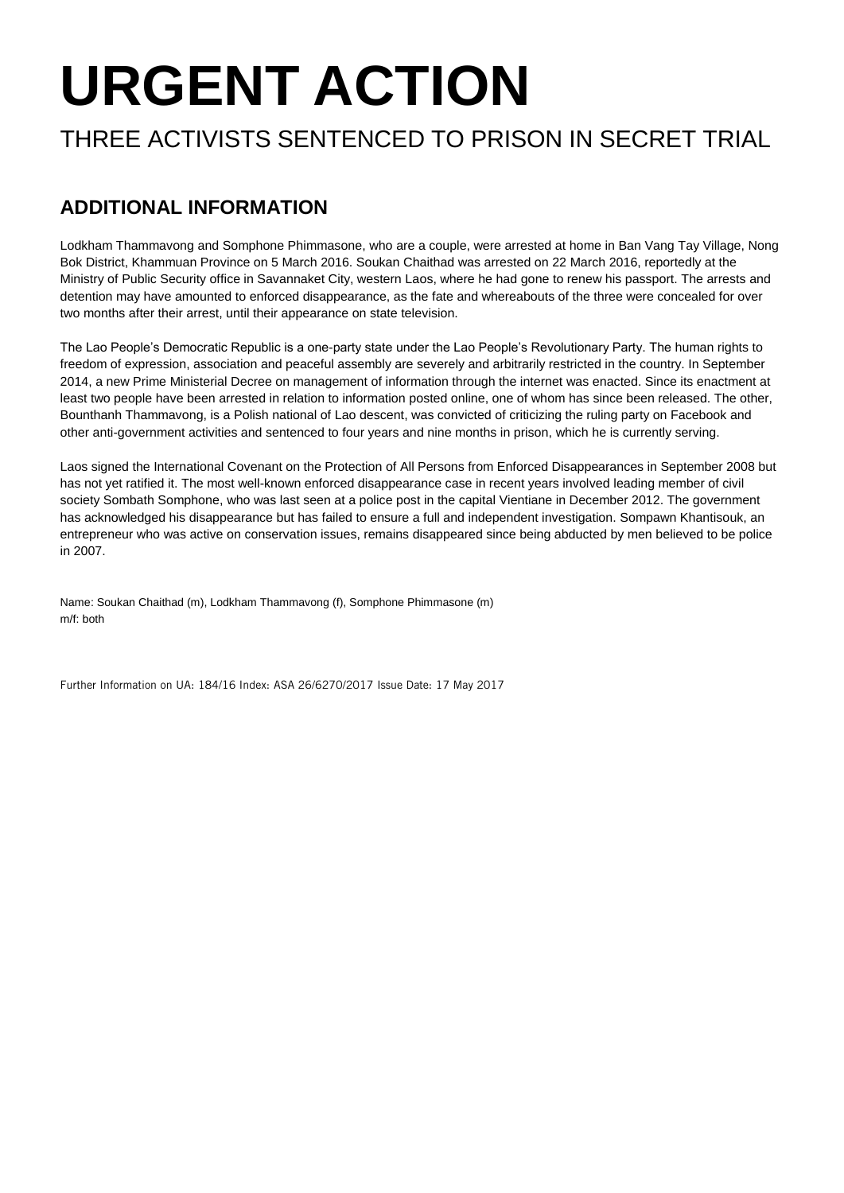# URGENT ACTION

THREE ACTIVISTS SENTENCED TO PRISON IN SECRET TRIAL

## ADDITIONAL INFORMATION

Lodkham Thammavong and Somphone Phimmasone, who are a couple, were arrested at home in Ban Vang Tay Village, Nong Bok District, Khammuan Province on 5 March 2016. Soukan Chaithad was arrested on 22 March 2016, reportedly at the Ministry of Public Security office in Savannaket City, western Laos, where he had gone to renew his passport. The arrests and detention may have amounted to enforced disappearance, as the fate and whereabouts of the three were concealed for over two months after their arrest, until their appearance on state television.

The Lao People's Democratic Republic is a one-party state under the Lao People's Revolutionary Party. The human rights to freedom of expression, association and peaceful assembly are severely and arbitrarily restricted in the country. In September 2014, a new Prime Ministerial Decree on management of information through the internet was enacted. Since its enactment at least two people have been arrested in relation to information posted online, one of whom has since been released. The other, Bounthanh Thammavong, is a Polish national of Lao descent, was convicted of criticizing the ruling party on Facebook and other anti-government activities and sentenced to four years and nine months in prison, which he is currently serving.

Laos signed the International Covenant on the Protection of All Persons from Enforced Disappearances in September 2008 but has not yet ratified it. The most well-known enforced disappearance case in recent years involved leading member of civil society Sombath Somphone, who was last seen at a police post in the capital Vientiane in December 2012. The government has acknowledged his disappearance but has failed to ensure a full and independent investigation. Sompawn Khantisouk, an entrepreneur who was active on conservation issues, remains disappeared since being abducted by men believed to be police in 2007.

Name: Soukan Chaithad (m), Lodkham Thammavong (f), Somphone Phimmasone (m)
m/f: both

Further Information on UA: 184/16 Index: ASA 26/6270/2017 Issue Date: 17 May 2017